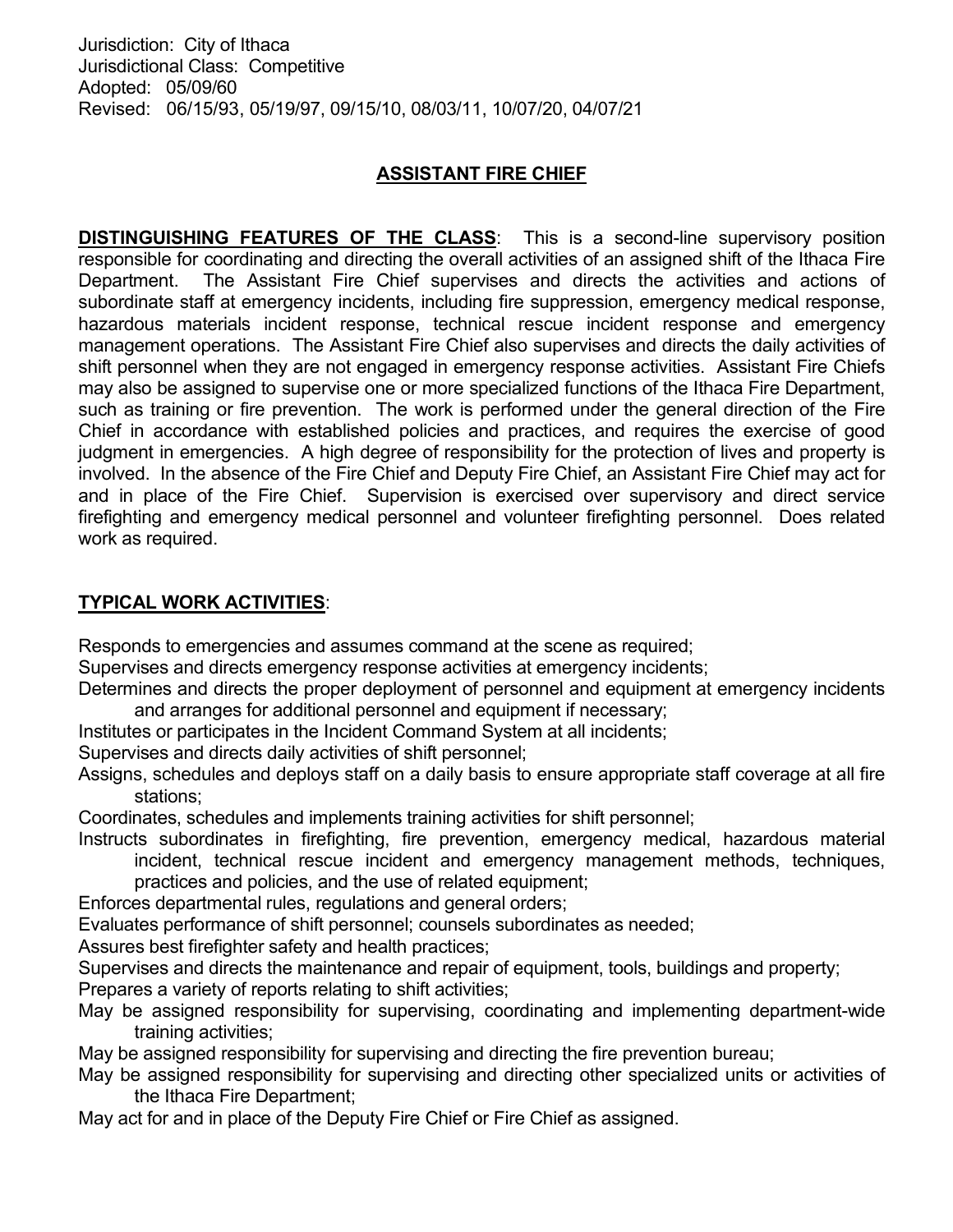Jurisdiction: City of Ithaca
Jurisdictional Class: Competitive
Adopted: 05/09/60
Revised: 06/15/93, 05/19/97, 09/15/10, 08/03/11, 10/07/20, 04/07/21

# ASSISTANT FIRE CHIEF

**DISTINGUISHING FEATURES OF THE CLASS**: This is a second-line supervisory position responsible for coordinating and directing the overall activities of an assigned shift of the Ithaca Fire Department. The Assistant Fire Chief supervises and directs the activities and actions of subordinate staff at emergency incidents, including fire suppression, emergency medical response, hazardous materials incident response, technical rescue incident response and emergency management operations. The Assistant Fire Chief also supervises and directs the daily activities of shift personnel when they are not engaged in emergency response activities. Assistant Fire Chiefs may also be assigned to supervise one or more specialized functions of the Ithaca Fire Department, such as training or fire prevention. The work is performed under the general direction of the Fire Chief in accordance with established policies and practices, and requires the exercise of good judgment in emergencies. A high degree of responsibility for the protection of lives and property is involved. In the absence of the Fire Chief and Deputy Fire Chief, an Assistant Fire Chief may act for and in place of the Fire Chief. Supervision is exercised over supervisory and direct service firefighting and emergency medical personnel and volunteer firefighting personnel. Does related work as required.

**TYPICAL WORK ACTIVITIES**:

Responds to emergencies and assumes command at the scene as required;
Supervises and directs emergency response activities at emergency incidents;
Determines and directs the proper deployment of personnel and equipment at emergency incidents and arranges for additional personnel and equipment if necessary;
Institutes or participates in the Incident Command System at all incidents;
Supervises and directs daily activities of shift personnel;
Assigns, schedules and deploys staff on a daily basis to ensure appropriate staff coverage at all fire stations;
Coordinates, schedules and implements training activities for shift personnel;
Instructs subordinates in firefighting, fire prevention, emergency medical, hazardous material incident, technical rescue incident and emergency management methods, techniques, practices and policies, and the use of related equipment;
Enforces departmental rules, regulations and general orders;
Evaluates performance of shift personnel; counsels subordinates as needed;
Assures best firefighter safety and health practices;
Supervises and directs the maintenance and repair of equipment, tools, buildings and property;
Prepares a variety of reports relating to shift activities;
May be assigned responsibility for supervising, coordinating and implementing department-wide training activities;
May be assigned responsibility for supervising and directing the fire prevention bureau;
May be assigned responsibility for supervising and directing other specialized units or activities of the Ithaca Fire Department;
May act for and in place of the Deputy Fire Chief or Fire Chief as assigned.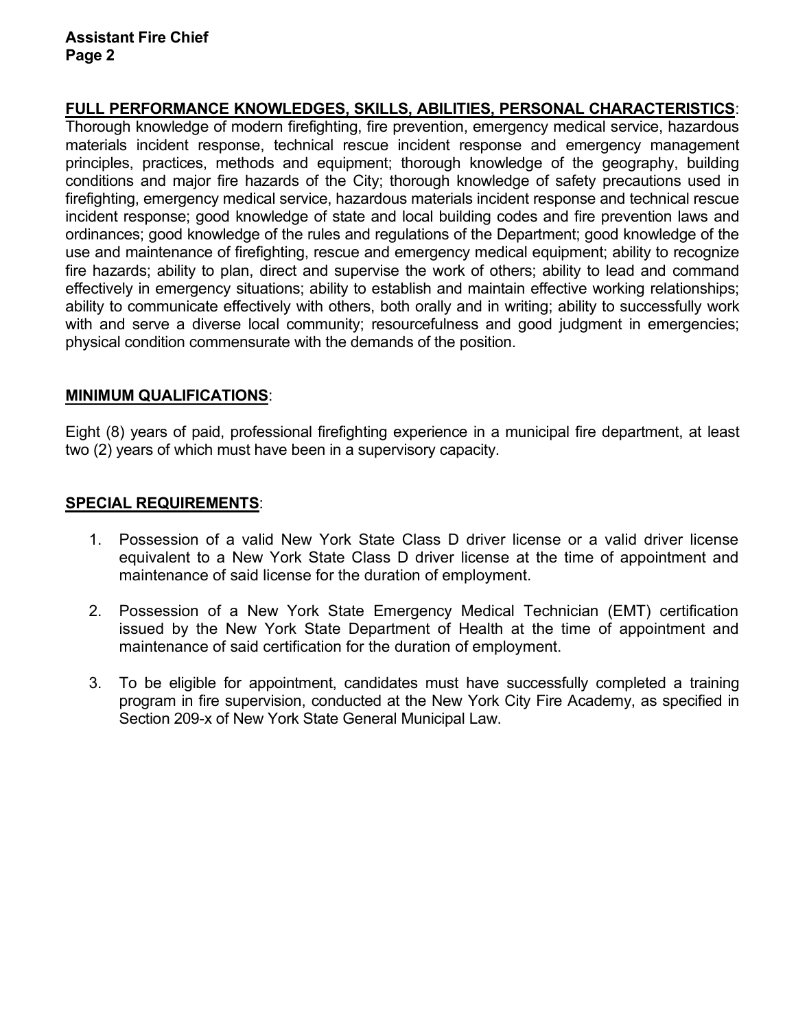**FULL PERFORMANCE KNOWLEDGES, SKILLS, ABILITIES, PERSONAL CHARACTERISTICS**:
Thorough knowledge of modern firefighting, fire prevention, emergency medical service, hazardous materials incident response, technical rescue incident response and emergency management principles, practices, methods and equipment; thorough knowledge of the geography, building conditions and major fire hazards of the City; thorough knowledge of safety precautions used in firefighting, emergency medical service, hazardous materials incident response and technical rescue incident response; good knowledge of state and local building codes and fire prevention laws and ordinances; good knowledge of the rules and regulations of the Department; good knowledge of the use and maintenance of firefighting, rescue and emergency medical equipment; ability to recognize fire hazards; ability to plan, direct and supervise the work of others; ability to lead and command effectively in emergency situations; ability to establish and maintain effective working relationships; ability to communicate effectively with others, both orally and in writing; ability to successfully work with and serve a diverse local community; resourcefulness and good judgment in emergencies; physical condition commensurate with the demands of the position.

**MINIMUM QUALIFICATIONS**:

Eight (8) years of paid, professional firefighting experience in a municipal fire department, at least two (2) years of which must have been in a supervisory capacity.

**SPECIAL REQUIREMENTS**:

1. Possession of a valid New York State Class D driver license or a valid driver license equivalent to a New York State Class D driver license at the time of appointment and maintenance of said license for the duration of employment.

2. Possession of a New York State Emergency Medical Technician (EMT) certification issued by the New York State Department of Health at the time of appointment and maintenance of said certification for the duration of employment.

3. To be eligible for appointment, candidates must have successfully completed a training program in fire supervision, conducted at the New York City Fire Academy, as specified in Section 209-x of New York State General Municipal Law.